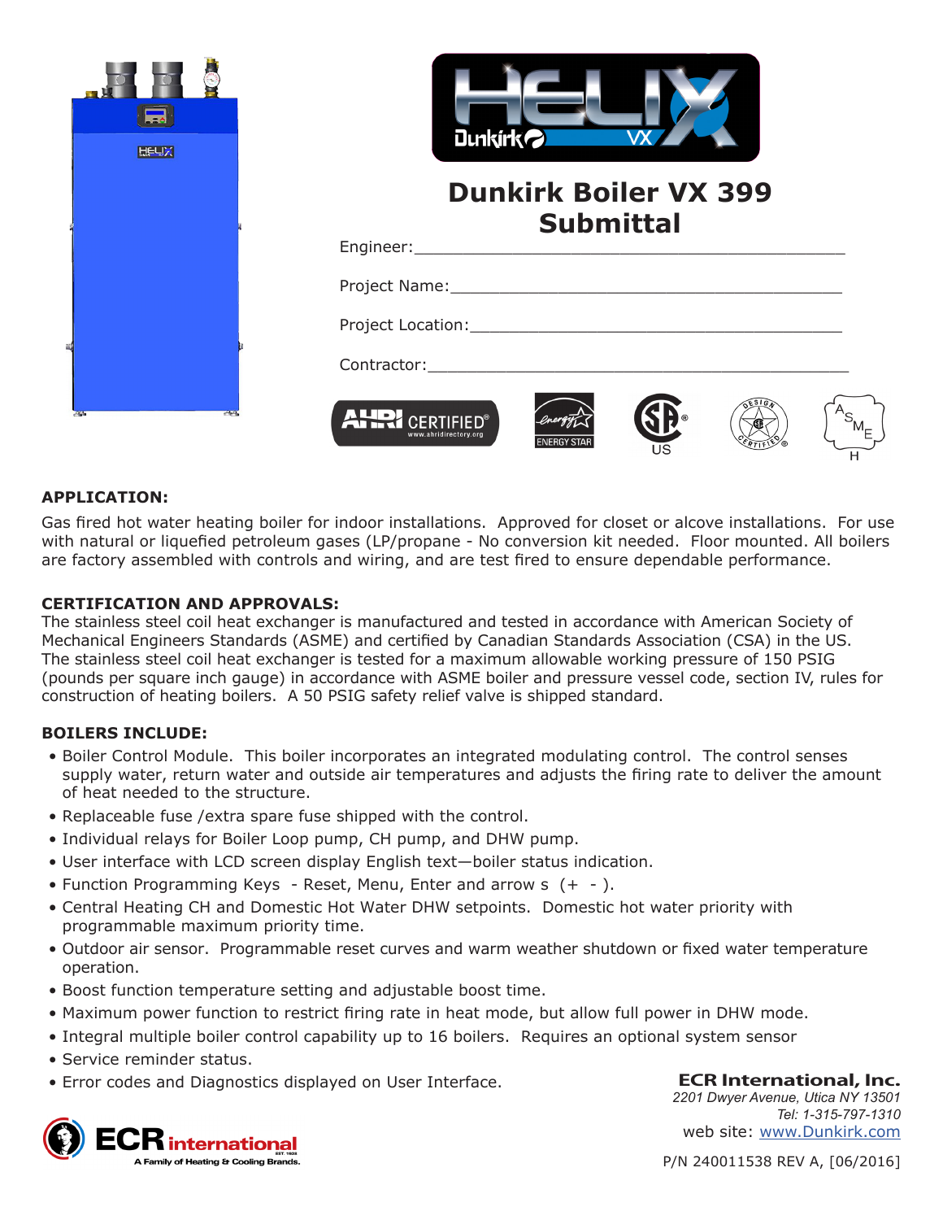# Dunkirk Boiler VX 399 Submittal

Engineer:_______________________________________________

Project Name:___________________________________________

Project Location:________________________________________

Contractor:_____________________________________________

## APPLICATION:

Gas fired hot water heating boiler for indoor installations. Approved for closet or alcove installations. For use with natural or liquefied petroleum gases (LP/propane - No conversion kit needed. Floor mounted. All boilers are factory assembled with controls and wiring, and are test fired to ensure dependable performance.

## CERTIFICATION AND APPROVALS:

The stainless steel coil heat exchanger is manufactured and tested in accordance with American Society of Mechanical Engineers Standards (ASME) and certified by Canadian Standards Association (CSA) in the US. The stainless steel coil heat exchanger is tested for a maximum allowable working pressure of 150 PSIG (pounds per square inch gauge) in accordance with ASME boiler and pressure vessel code, section IV, rules for construction of heating boilers. A 50 PSIG safety relief valve is shipped standard.

## BOILERS INCLUDE:

- Boiler Control Module. This boiler incorporates an integrated modulating control. The control senses supply water, return water and outside air temperatures and adjusts the firing rate to deliver the amount of heat needed to the structure.
- Replaceable fuse /extra spare fuse shipped with the control.
- Individual relays for Boiler Loop pump, CH pump, and DHW pump.
- User interface with LCD screen display English text—boiler status indication.
- Function Programming Keys - Reset, Menu, Enter and arrow s (+ - ).
- Central Heating CH and Domestic Hot Water DHW setpoints. Domestic hot water priority with programmable maximum priority time.
- Outdoor air sensor. Programmable reset curves and warm weather shutdown or fixed water temperature operation.
- Boost function temperature setting and adjustable boost time.
- Maximum power function to restrict firing rate in heat mode, but allow full power in DHW mode.
- Integral multiple boiler control capability up to 16 boilers. Requires an optional system sensor
- Service reminder status.
- Error codes and Diagnostics displayed on User Interface.

**ECR International, Inc.**
*2201 Dwyer Avenue, Utica NY 13501*
*Tel: 1-315-797-1310*
web site: www.Dunkirk.com

P/N 240011538 REV A, [06/2016]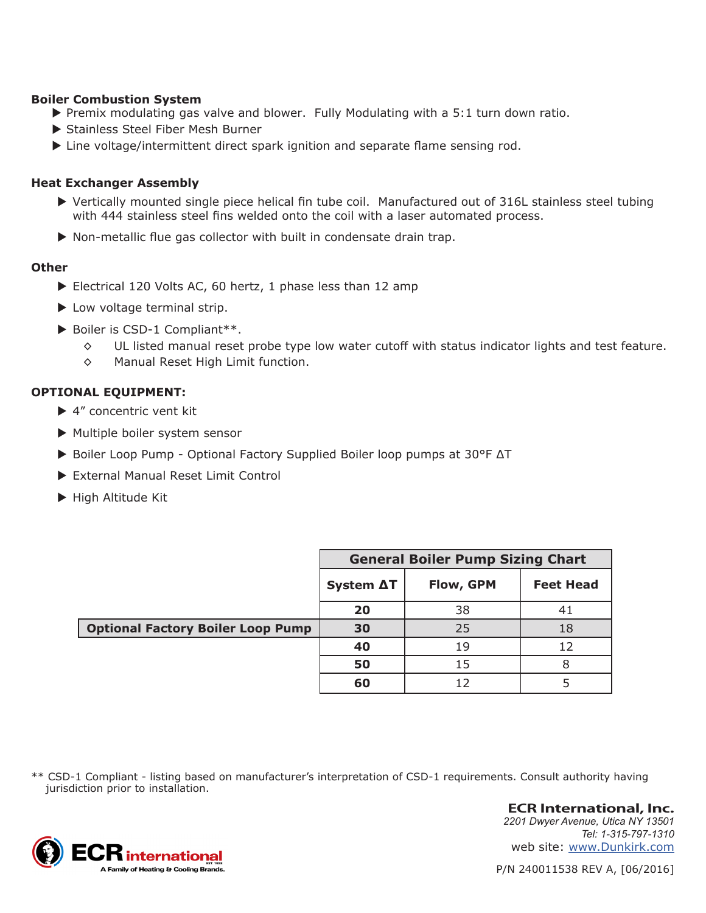**Boiler Combustion System**

- Premix modulating gas valve and blower. Fully Modulating with a 5:1 turn down ratio.
- Stainless Steel Fiber Mesh Burner
- Line voltage/intermittent direct spark ignition and separate flame sensing rod.

**Heat Exchanger Assembly**

- Vertically mounted single piece helical fin tube coil. Manufactured out of 316L stainless steel tubing with 444 stainless steel fins welded onto the coil with a laser automated process.
- Non-metallic flue gas collector with built in condensate drain trap.

**Other**

- Electrical 120 Volts AC, 60 hertz, 1 phase less than 12 amp
- Low voltage terminal strip.
- Boiler is CSD-1 Compliant**.
  - UL listed manual reset probe type low water cutoff with status indicator lights and test feature.
  - Manual Reset High Limit function.

**OPTIONAL EQUIPMENT:**

- 4" concentric vent kit
- Multiple boiler system sensor
- Boiler Loop Pump - Optional Factory Supplied Boiler loop pumps at 30°F ΔT
- External Manual Reset Limit Control
- High Altitude Kit

| | General Boiler Pump Sizing Chart | | |
|---|---|---|---|
| | **System ΔT** | **Flow, GPM** | **Feet Head** |
| | **20** | 38 | 41 |
| **Optional Factory Boiler Loop Pump** | **30** | 25 | 18 |
| | **40** | 19 | 12 |
| | **50** | 15 | 8 |
| | **60** | 12 | 5 |

** CSD-1 Compliant - listing based on manufacturer's interpretation of CSD-1 requirements. Consult authority having jurisdiction prior to installation.

**ECR International, Inc.**
*2201 Dwyer Avenue, Utica NY 13501*
*Tel: 1-315-797-1310*
web site: www.Dunkirk.com

ECR international
A Family of Heating & Cooling Brands.

P/N 240011538 REV A, [06/2016]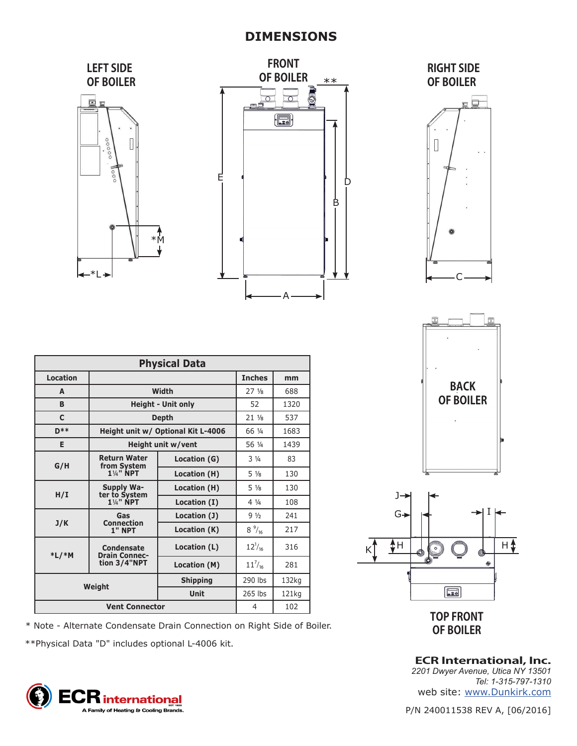# DIMENSIONS

LEFT SIDE OF BOILER

FRONT OF BOILER

RIGHT SIDE OF BOILER

BACK OF BOILER

TOP FRONT OF BOILER

| Physical Data | | | | |
|---|---|---|---|---|
| **Location** | | | **Inches** | **mm** |
| **A** | **Width** | | 27 ⅛ | 688 |
| **B** | **Height - Unit only** | | 52 | 1320 |
| **C** | **Depth** | | 21 ⅛ | 537 |
| **D**** | **Height unit w/ Optional Kit L-4006** | | 66 ¼ | 1683 |
| **E** | **Height unit w/vent** | | 56 ¼ | 1439 |
| **G/H** | **Return Water from System 1¼" NPT** | **Location (G)** | 3 ¼ | 83 |
| | | **Location (H)** | 5 ⅛ | 130 |
| **H/I** | **Supply Water to System 1¼" NPT** | **Location (H)** | 5 ⅛ | 130 |
| | | **Location (I)** | 4 ¼ | 108 |
| **J/K** | **Gas Connection 1" NPT** | **Location (J)** | 9 ½ | 241 |
| | | **Location (K)** | 8 9/16 | 217 |
| ***L/*M** | **Condensate Drain Connection 3/4"NPT** | **Location (L)** | 12 7/16 | 316 |
| | | **Location (M)** | 11 7/16 | 281 |
| **Weight** | | **Shipping** | 290 lbs | 132kg |
| | | **Unit** | 265 lbs | 121kg |
| **Vent Connector** | | | 4 | 102 |

* Note - Alternate Condensate Drain Connection on Right Side of Boiler.

**Physical Data "D" includes optional L-4006 kit.

**ECR International, Inc.**
*2201 Dwyer Avenue, Utica NY 13501*
*Tel: 1-315-797-1310*
web site: www.Dunkirk.com

ECR international — A Family of Heating & Cooling Brands.

P/N 240011538 REV A, [06/2016]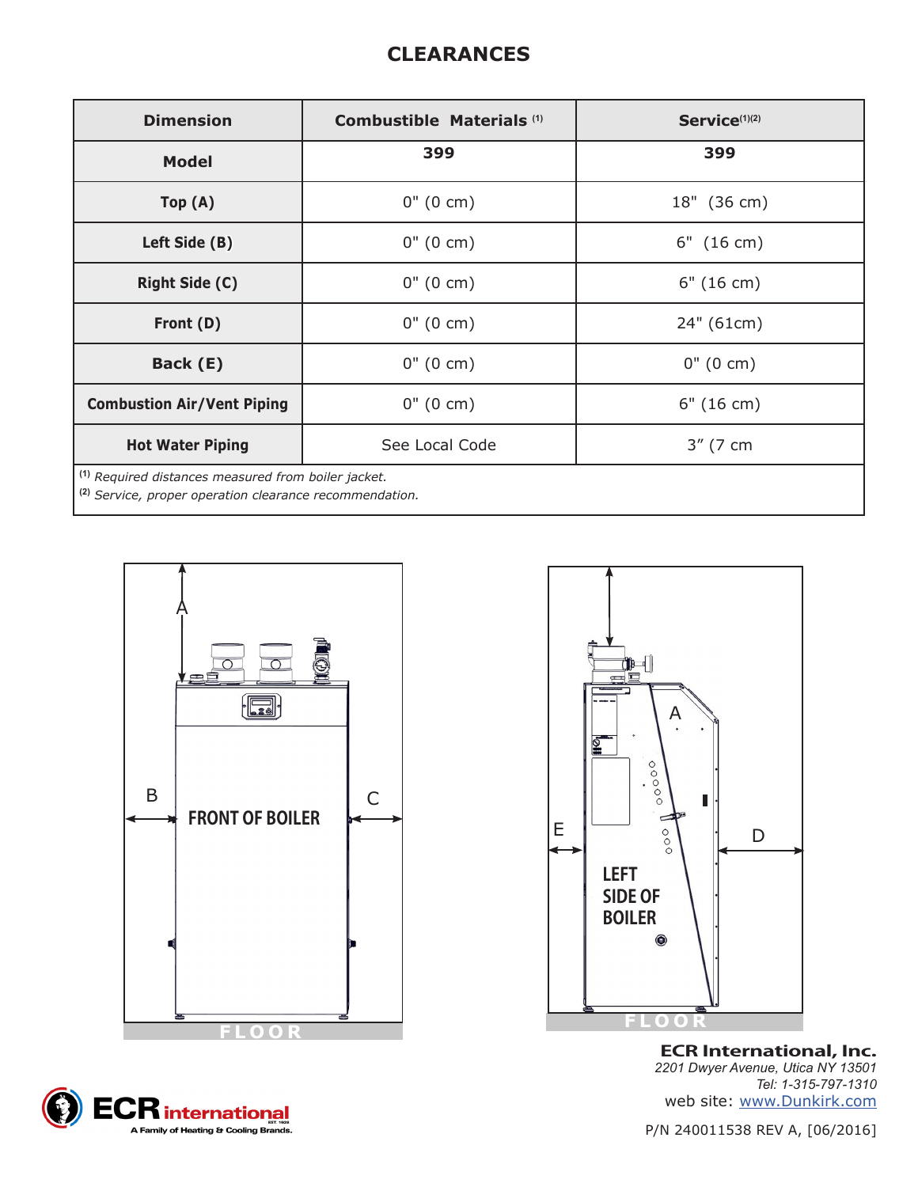## CLEARANCES

| Dimension | Combustible Materials [1] | Service[1][2] |
|---|---|---|
| Model | 399 | 399 |
| Top (A) | 0" (0 cm) | 18" (36 cm) |
| Left Side (B) | 0" (0 cm) | 6" (16 cm) |
| Right Side (C) | 0" (0 cm) | 6" (16 cm) |
| Front (D) | 0" (0 cm) | 24" (61cm) |
| Back (E) | 0" (0 cm) | 0" (0 cm) |
| Combustion Air/Vent Piping | 0" (0 cm) | 6" (16 cm) |
| Hot Water Piping | See Local Code | 3" (7 cm |

[1] *Required distances measured from boiler jacket.*
[2] *Service, proper operation clearance recommendation.*

A

B

C

FRONT OF BOILER

FLOOR

A

E

D

LEFT SIDE OF BOILER

FLOOR

**ECR International, Inc.**
*2201 Dwyer Avenue, Utica NY 13501*
*Tel: 1-315-797-1310*
web site: www.Dunkirk.com

ECR international
A Family of Heating & Cooling Brands.

P/N 240011538 REV A, [06/2016]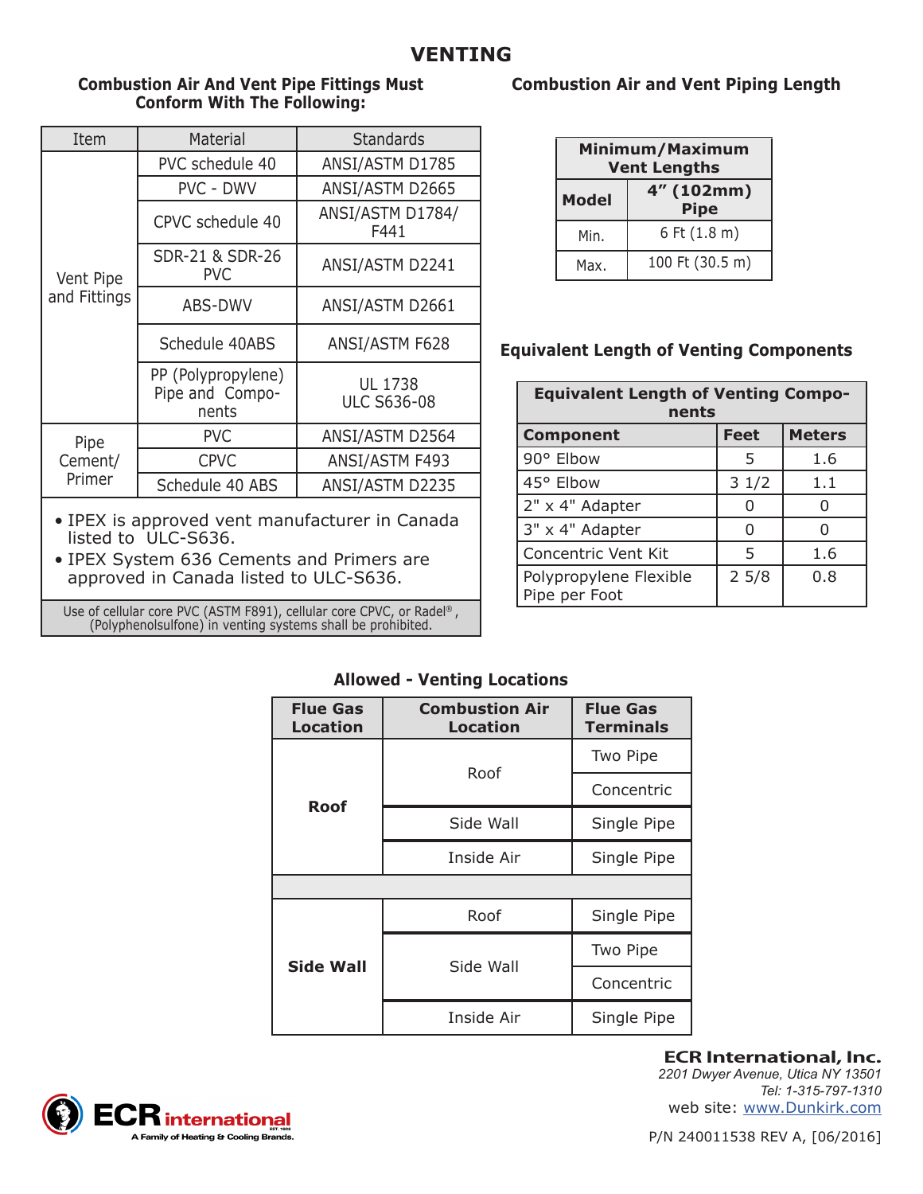# VENTING

### Combustion Air And Vent Pipe Fittings Must Conform With The Following:

| Item | Material | Standards |
|---|---|---|
| Vent Pipe and Fittings | PVC schedule 40 | ANSI/ASTM D1785 |
| | PVC - DWV | ANSI/ASTM D2665 |
| | CPVC schedule 40 | ANSI/ASTM D1784/ F441 |
| | SDR-21 & SDR-26 PVC | ANSI/ASTM D2241 |
| | ABS-DWV | ANSI/ASTM D2661 |
| | Schedule 40ABS | ANSI/ASTM F628 |
| | PP (Polypropylene) Pipe and Components | UL 1738 ULC S636-08 |
| Pipe Cement/ Primer | PVC | ANSI/ASTM D2564 |
| | CPVC | ANSI/ASTM F493 |
| | Schedule 40 ABS | ANSI/ASTM D2235 |

- IPEX is approved vent manufacturer in Canada listed to ULC-S636.
- IPEX System 636 Cements and Primers are approved in Canada listed to ULC-S636.

Use of cellular core PVC (ASTM F891), cellular core CPVC, or Radel®, (Polyphenolsulfone) in venting systems shall be prohibited.

### Combustion Air and Vent Piping Length

| Minimum/Maximum Vent Lengths | |
|---|---|
| **Model** | **4" (102mm) Pipe** |
| Min. | 6 Ft (1.8 m) |
| Max. | 100 Ft (30.5 m) |

### Equivalent Length of Venting Components

| Equivalent Length of Venting Components | | |
|---|---|---|
| **Component** | **Feet** | **Meters** |
| 90° Elbow | 5 | 1.6 |
| 45° Elbow | 3 1/2 | 1.1 |
| 2" x 4" Adapter | 0 | 0 |
| 3" x 4" Adapter | 0 | 0 |
| Concentric Vent Kit | 5 | 1.6 |
| Polypropylene Flexible Pipe per Foot | 2 5/8 | 0.8 |

### Allowed - Venting Locations

| Flue Gas Location | Combustion Air Location | Flue Gas Terminals |
|---|---|---|
| **Roof** | Roof | Two Pipe |
| | | Concentric |
| | Side Wall | Single Pipe |
| | Inside Air | Single Pipe |
| | | |
| **Side Wall** | Roof | Single Pipe |
| | Side Wall | Two Pipe |
| | | Concentric |
| | Inside Air | Single Pipe |

**ECR International, Inc.**
*2201 Dwyer Avenue, Utica NY 13501*
*Tel: 1-315-797-1310*
web site: www.Dunkirk.com

P/N 240011538 REV A, [06/2016]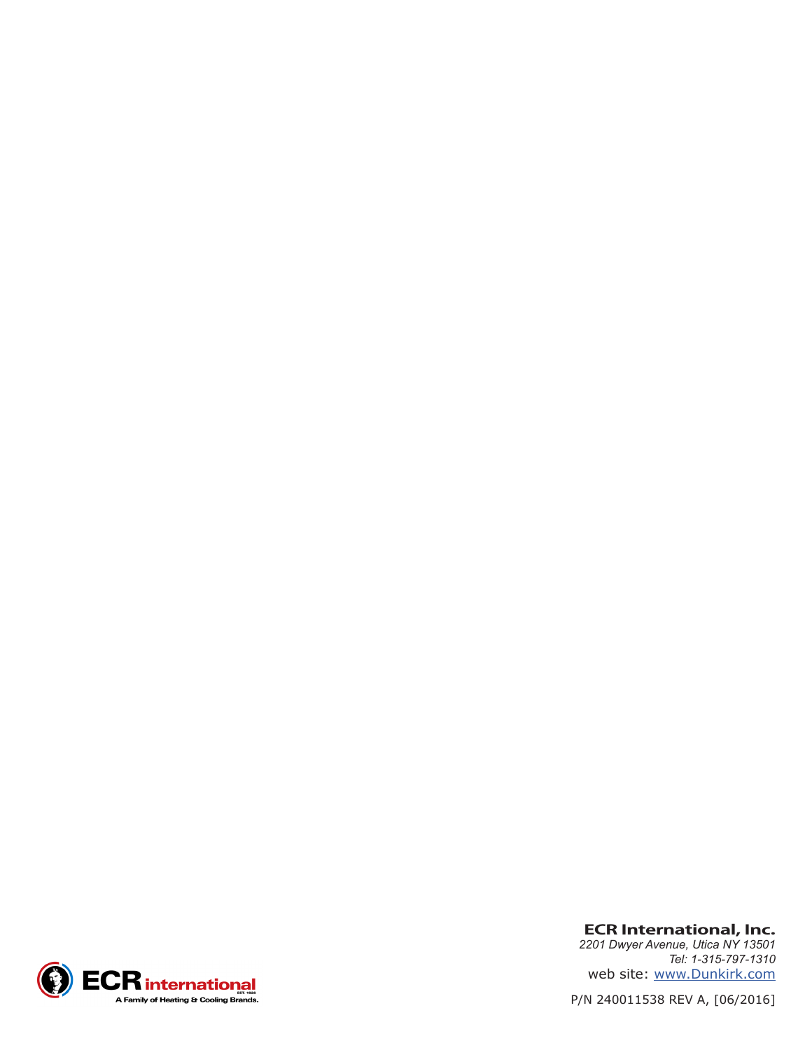**ECR International, Inc.**

*2201 Dwyer Avenue, Utica NY 13501*

*Tel: 1-315-797-1310*

web site: www.Dunkirk.com

ECR international

EST. 1928

A Family of Heating & Cooling Brands.

P/N 240011538 REV A, [06/2016]